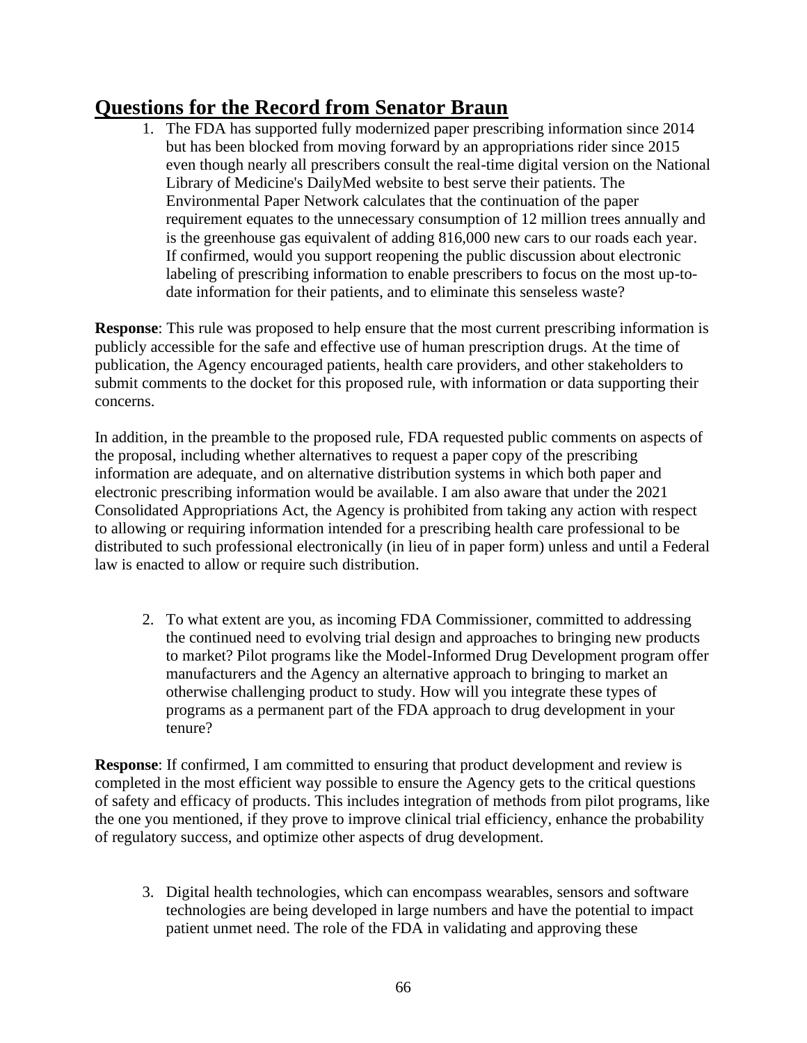## Questions for the Record from Senator Braun

1. The FDA has supported fully modernized paper prescribing information since 2014 but has been blocked from moving forward by an appropriations rider since 2015 even though nearly all prescribers consult the real-time digital version on the National Library of Medicine's DailyMed website to best serve their patients. The Environmental Paper Network calculates that the continuation of the paper requirement equates to the unnecessary consumption of 12 million trees annually and is the greenhouse gas equivalent of adding 816,000 new cars to our roads each year. If confirmed, would you support reopening the public discussion about electronic labeling of prescribing information to enable prescribers to focus on the most up-to-date information for their patients, and to eliminate this senseless waste?

**Response**: This rule was proposed to help ensure that the most current prescribing information is publicly accessible for the safe and effective use of human prescription drugs. At the time of publication, the Agency encouraged patients, health care providers, and other stakeholders to submit comments to the docket for this proposed rule, with information or data supporting their concerns.

In addition, in the preamble to the proposed rule, FDA requested public comments on aspects of the proposal, including whether alternatives to request a paper copy of the prescribing information are adequate, and on alternative distribution systems in which both paper and electronic prescribing information would be available. I am also aware that under the 2021 Consolidated Appropriations Act, the Agency is prohibited from taking any action with respect to allowing or requiring information intended for a prescribing health care professional to be distributed to such professional electronically (in lieu of in paper form) unless and until a Federal law is enacted to allow or require such distribution.

2. To what extent are you, as incoming FDA Commissioner, committed to addressing the continued need to evolving trial design and approaches to bringing new products to market? Pilot programs like the Model-Informed Drug Development program offer manufacturers and the Agency an alternative approach to bringing to market an otherwise challenging product to study. How will you integrate these types of programs as a permanent part of the FDA approach to drug development in your tenure?

**Response**: If confirmed, I am committed to ensuring that product development and review is completed in the most efficient way possible to ensure the Agency gets to the critical questions of safety and efficacy of products. This includes integration of methods from pilot programs, like the one you mentioned, if they prove to improve clinical trial efficiency, enhance the probability of regulatory success, and optimize other aspects of drug development.

3. Digital health technologies, which can encompass wearables, sensors and software technologies are being developed in large numbers and have the potential to impact patient unmet need. The role of the FDA in validating and approving these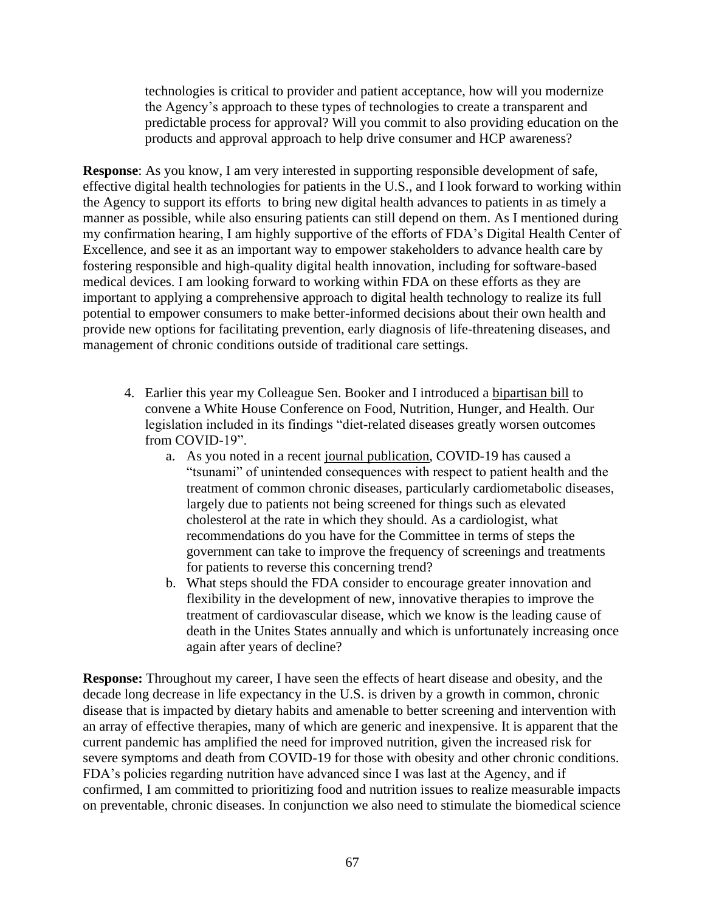technologies is critical to provider and patient acceptance, how will you modernize the Agency's approach to these types of technologies to create a transparent and predictable process for approval? Will you commit to also providing education on the products and approval approach to help drive consumer and HCP awareness?

**Response**: As you know, I am very interested in supporting responsible development of safe, effective digital health technologies for patients in the U.S., and I look forward to working within the Agency to support its efforts  to bring new digital health advances to patients in as timely a manner as possible, while also ensuring patients can still depend on them. As I mentioned during my confirmation hearing, I am highly supportive of the efforts of FDA's Digital Health Center of Excellence, and see it as an important way to empower stakeholders to advance health care by fostering responsible and high-quality digital health innovation, including for software-based medical devices. I am looking forward to working within FDA on these efforts as they are important to applying a comprehensive approach to digital health technology to realize its full potential to empower consumers to make better-informed decisions about their own health and provide new options for facilitating prevention, early diagnosis of life-threatening diseases, and management of chronic conditions outside of traditional care settings.

4. Earlier this year my Colleague Sen. Booker and I introduced a bipartisan bill to convene a White House Conference on Food, Nutrition, Hunger, and Health. Our legislation included in its findings "diet-related diseases greatly worsen outcomes from COVID-19".
    a. As you noted in a recent journal publication, COVID-19 has caused a "tsunami" of unintended consequences with respect to patient health and the treatment of common chronic diseases, particularly cardiometabolic diseases, largely due to patients not being screened for things such as elevated cholesterol at the rate in which they should. As a cardiologist, what recommendations do you have for the Committee in terms of steps the government can take to improve the frequency of screenings and treatments for patients to reverse this concerning trend?
    b. What steps should the FDA consider to encourage greater innovation and flexibility in the development of new, innovative therapies to improve the treatment of cardiovascular disease, which we know is the leading cause of death in the Unites States annually and which is unfortunately increasing once again after years of decline?

**Response:** Throughout my career, I have seen the effects of heart disease and obesity, and the decade long decrease in life expectancy in the U.S. is driven by a growth in common, chronic disease that is impacted by dietary habits and amenable to better screening and intervention with an array of effective therapies, many of which are generic and inexpensive. It is apparent that the current pandemic has amplified the need for improved nutrition, given the increased risk for severe symptoms and death from COVID-19 for those with obesity and other chronic conditions. FDA's policies regarding nutrition have advanced since I was last at the Agency, and if confirmed, I am committed to prioritizing food and nutrition issues to realize measurable impacts on preventable, chronic diseases. In conjunction we also need to stimulate the biomedical science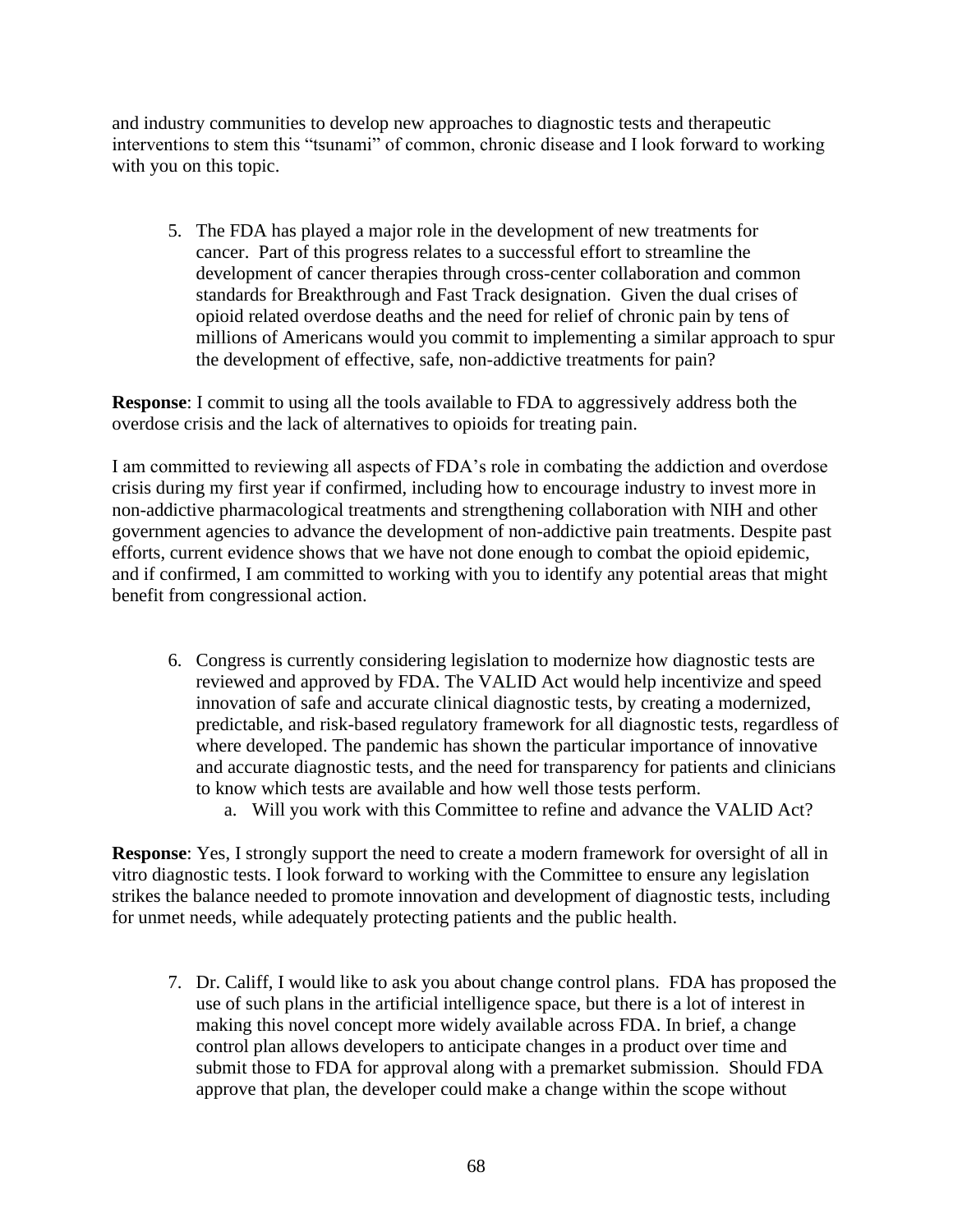and industry communities to develop new approaches to diagnostic tests and therapeutic interventions to stem this "tsunami" of common, chronic disease and I look forward to working with you on this topic.

5. The FDA has played a major role in the development of new treatments for cancer. Part of this progress relates to a successful effort to streamline the development of cancer therapies through cross-center collaboration and common standards for Breakthrough and Fast Track designation. Given the dual crises of opioid related overdose deaths and the need for relief of chronic pain by tens of millions of Americans would you commit to implementing a similar approach to spur the development of effective, safe, non-addictive treatments for pain?

**Response**: I commit to using all the tools available to FDA to aggressively address both the overdose crisis and the lack of alternatives to opioids for treating pain.

I am committed to reviewing all aspects of FDA's role in combating the addiction and overdose crisis during my first year if confirmed, including how to encourage industry to invest more in non-addictive pharmacological treatments and strengthening collaboration with NIH and other government agencies to advance the development of non-addictive pain treatments. Despite past efforts, current evidence shows that we have not done enough to combat the opioid epidemic, and if confirmed, I am committed to working with you to identify any potential areas that might benefit from congressional action.

6. Congress is currently considering legislation to modernize how diagnostic tests are reviewed and approved by FDA. The VALID Act would help incentivize and speed innovation of safe and accurate clinical diagnostic tests, by creating a modernized, predictable, and risk-based regulatory framework for all diagnostic tests, regardless of where developed. The pandemic has shown the particular importance of innovative and accurate diagnostic tests, and the need for transparency for patients and clinicians to know which tests are available and how well those tests perform.
   a. Will you work with this Committee to refine and advance the VALID Act?

**Response**: Yes, I strongly support the need to create a modern framework for oversight of all in vitro diagnostic tests. I look forward to working with the Committee to ensure any legislation strikes the balance needed to promote innovation and development of diagnostic tests, including for unmet needs, while adequately protecting patients and the public health.

7. Dr. Califf, I would like to ask you about change control plans. FDA has proposed the use of such plans in the artificial intelligence space, but there is a lot of interest in making this novel concept more widely available across FDA. In brief, a change control plan allows developers to anticipate changes in a product over time and submit those to FDA for approval along with a premarket submission. Should FDA approve that plan, the developer could make a change within the scope without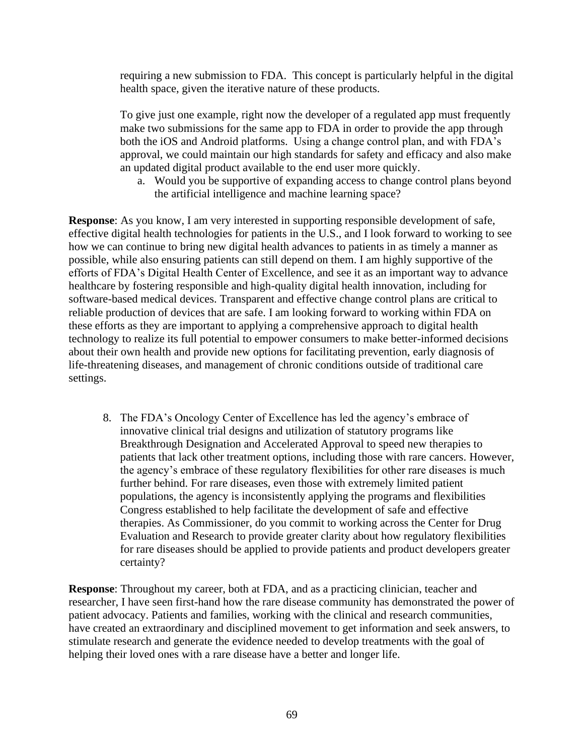requiring a new submission to FDA. This concept is particularly helpful in the digital health space, given the iterative nature of these products.

To give just one example, right now the developer of a regulated app must frequently make two submissions for the same app to FDA in order to provide the app through both the iOS and Android platforms. Using a change control plan, and with FDA's approval, we could maintain our high standards for safety and efficacy and also make an updated digital product available to the end user more quickly.

a. Would you be supportive of expanding access to change control plans beyond the artificial intelligence and machine learning space?

**Response**: As you know, I am very interested in supporting responsible development of safe, effective digital health technologies for patients in the U.S., and I look forward to working to see how we can continue to bring new digital health advances to patients in as timely a manner as possible, while also ensuring patients can still depend on them. I am highly supportive of the efforts of FDA's Digital Health Center of Excellence, and see it as an important way to advance healthcare by fostering responsible and high-quality digital health innovation, including for software-based medical devices. Transparent and effective change control plans are critical to reliable production of devices that are safe. I am looking forward to working within FDA on these efforts as they are important to applying a comprehensive approach to digital health technology to realize its full potential to empower consumers to make better-informed decisions about their own health and provide new options for facilitating prevention, early diagnosis of life-threatening diseases, and management of chronic conditions outside of traditional care settings.

8. The FDA's Oncology Center of Excellence has led the agency's embrace of innovative clinical trial designs and utilization of statutory programs like Breakthrough Designation and Accelerated Approval to speed new therapies to patients that lack other treatment options, including those with rare cancers. However, the agency's embrace of these regulatory flexibilities for other rare diseases is much further behind. For rare diseases, even those with extremely limited patient populations, the agency is inconsistently applying the programs and flexibilities Congress established to help facilitate the development of safe and effective therapies. As Commissioner, do you commit to working across the Center for Drug Evaluation and Research to provide greater clarity about how regulatory flexibilities for rare diseases should be applied to provide patients and product developers greater certainty?

**Response**: Throughout my career, both at FDA, and as a practicing clinician, teacher and researcher, I have seen first-hand how the rare disease community has demonstrated the power of patient advocacy. Patients and families, working with the clinical and research communities, have created an extraordinary and disciplined movement to get information and seek answers, to stimulate research and generate the evidence needed to develop treatments with the goal of helping their loved ones with a rare disease have a better and longer life.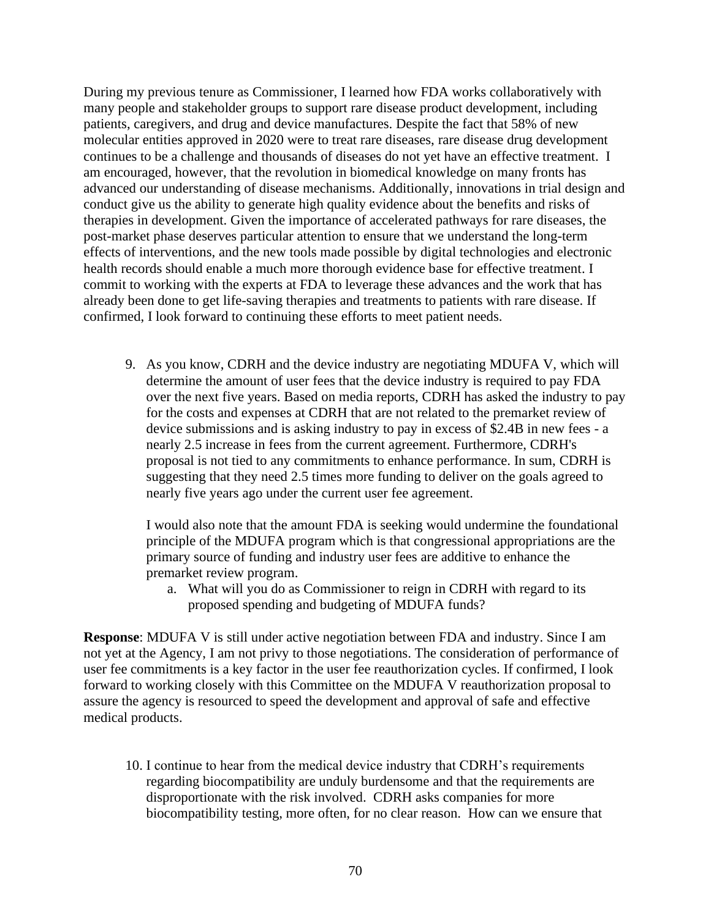During my previous tenure as Commissioner, I learned how FDA works collaboratively with many people and stakeholder groups to support rare disease product development, including patients, caregivers, and drug and device manufactures. Despite the fact that 58% of new molecular entities approved in 2020 were to treat rare diseases, rare disease drug development continues to be a challenge and thousands of diseases do not yet have an effective treatment. I am encouraged, however, that the revolution in biomedical knowledge on many fronts has advanced our understanding of disease mechanisms. Additionally, innovations in trial design and conduct give us the ability to generate high quality evidence about the benefits and risks of therapies in development. Given the importance of accelerated pathways for rare diseases, the post-market phase deserves particular attention to ensure that we understand the long-term effects of interventions, and the new tools made possible by digital technologies and electronic health records should enable a much more thorough evidence base for effective treatment. I commit to working with the experts at FDA to leverage these advances and the work that has already been done to get life-saving therapies and treatments to patients with rare disease. If confirmed, I look forward to continuing these efforts to meet patient needs.

9. As you know, CDRH and the device industry are negotiating MDUFA V, which will determine the amount of user fees that the device industry is required to pay FDA over the next five years. Based on media reports, CDRH has asked the industry to pay for the costs and expenses at CDRH that are not related to the premarket review of device submissions and is asking industry to pay in excess of $2.4B in new fees - a nearly 2.5 increase in fees from the current agreement. Furthermore, CDRH's proposal is not tied to any commitments to enhance performance. In sum, CDRH is suggesting that they need 2.5 times more funding to deliver on the goals agreed to nearly five years ago under the current user fee agreement.

   I would also note that the amount FDA is seeking would undermine the foundational principle of the MDUFA program which is that congressional appropriations are the primary source of funding and industry user fees are additive to enhance the premarket review program.

   a. What will you do as Commissioner to reign in CDRH with regard to its proposed spending and budgeting of MDUFA funds?

**Response**: MDUFA V is still under active negotiation between FDA and industry. Since I am not yet at the Agency, I am not privy to those negotiations. The consideration of performance of user fee commitments is a key factor in the user fee reauthorization cycles. If confirmed, I look forward to working closely with this Committee on the MDUFA V reauthorization proposal to assure the agency is resourced to speed the development and approval of safe and effective medical products.

10. I continue to hear from the medical device industry that CDRH's requirements regarding biocompatibility are unduly burdensome and that the requirements are disproportionate with the risk involved. CDRH asks companies for more biocompatibility testing, more often, for no clear reason. How can we ensure that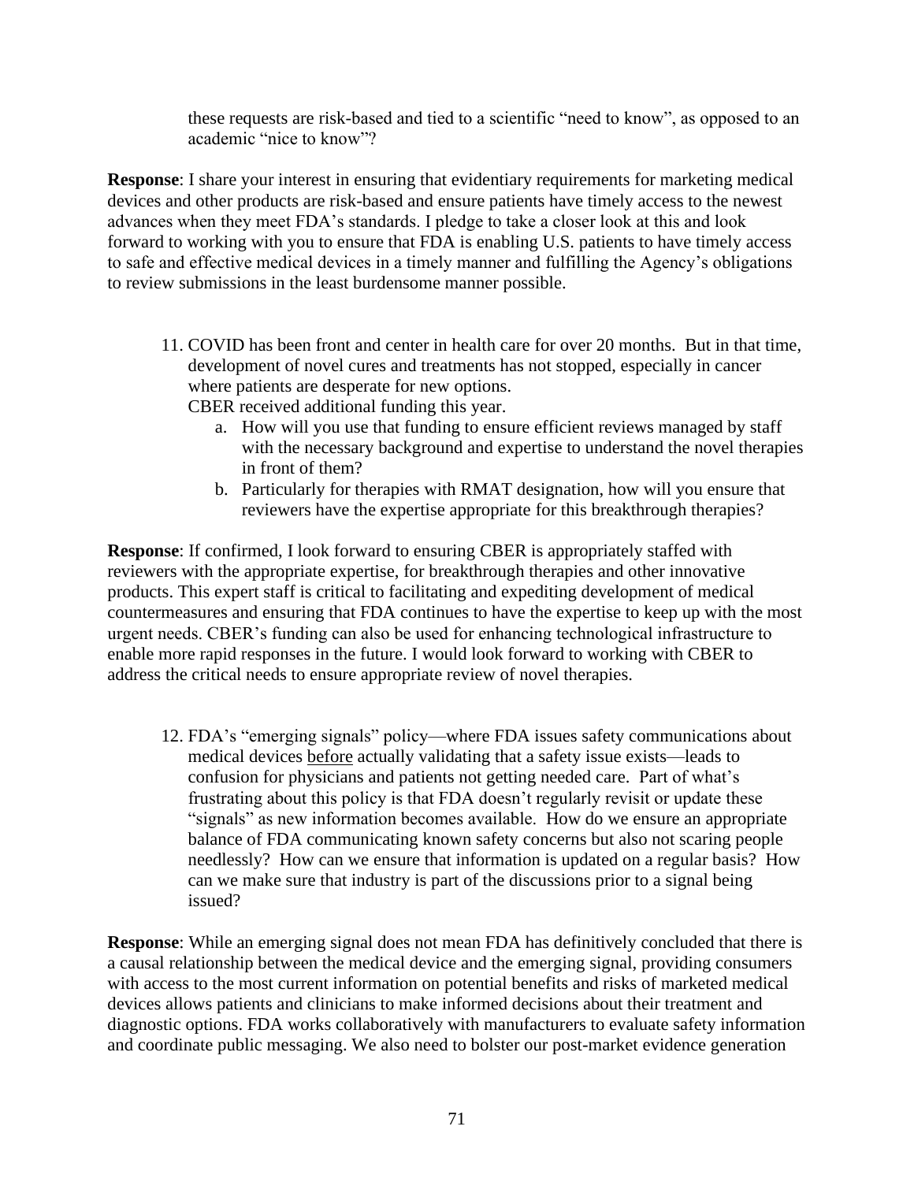these requests are risk-based and tied to a scientific "need to know", as opposed to an academic "nice to know"?

**Response**: I share your interest in ensuring that evidentiary requirements for marketing medical devices and other products are risk-based and ensure patients have timely access to the newest advances when they meet FDA's standards. I pledge to take a closer look at this and look forward to working with you to ensure that FDA is enabling U.S. patients to have timely access to safe and effective medical devices in a timely manner and fulfilling the Agency's obligations to review submissions in the least burdensome manner possible.

11. COVID has been front and center in health care for over 20 months. But in that time, development of novel cures and treatments has not stopped, especially in cancer where patients are desperate for new options.
    CBER received additional funding this year.
    a. How will you use that funding to ensure efficient reviews managed by staff with the necessary background and expertise to understand the novel therapies in front of them?
    b. Particularly for therapies with RMAT designation, how will you ensure that reviewers have the expertise appropriate for this breakthrough therapies?

**Response**: If confirmed, I look forward to ensuring CBER is appropriately staffed with reviewers with the appropriate expertise, for breakthrough therapies and other innovative products. This expert staff is critical to facilitating and expediting development of medical countermeasures and ensuring that FDA continues to have the expertise to keep up with the most urgent needs. CBER's funding can also be used for enhancing technological infrastructure to enable more rapid responses in the future. I would look forward to working with CBER to address the critical needs to ensure appropriate review of novel therapies.

12. FDA's "emerging signals" policy—where FDA issues safety communications about medical devices <u>before</u> actually validating that a safety issue exists—leads to confusion for physicians and patients not getting needed care. Part of what's frustrating about this policy is that FDA doesn't regularly revisit or update these "signals" as new information becomes available. How do we ensure an appropriate balance of FDA communicating known safety concerns but also not scaring people needlessly? How can we ensure that information is updated on a regular basis? How can we make sure that industry is part of the discussions prior to a signal being issued?

**Response**: While an emerging signal does not mean FDA has definitively concluded that there is a causal relationship between the medical device and the emerging signal, providing consumers with access to the most current information on potential benefits and risks of marketed medical devices allows patients and clinicians to make informed decisions about their treatment and diagnostic options. FDA works collaboratively with manufacturers to evaluate safety information and coordinate public messaging. We also need to bolster our post-market evidence generation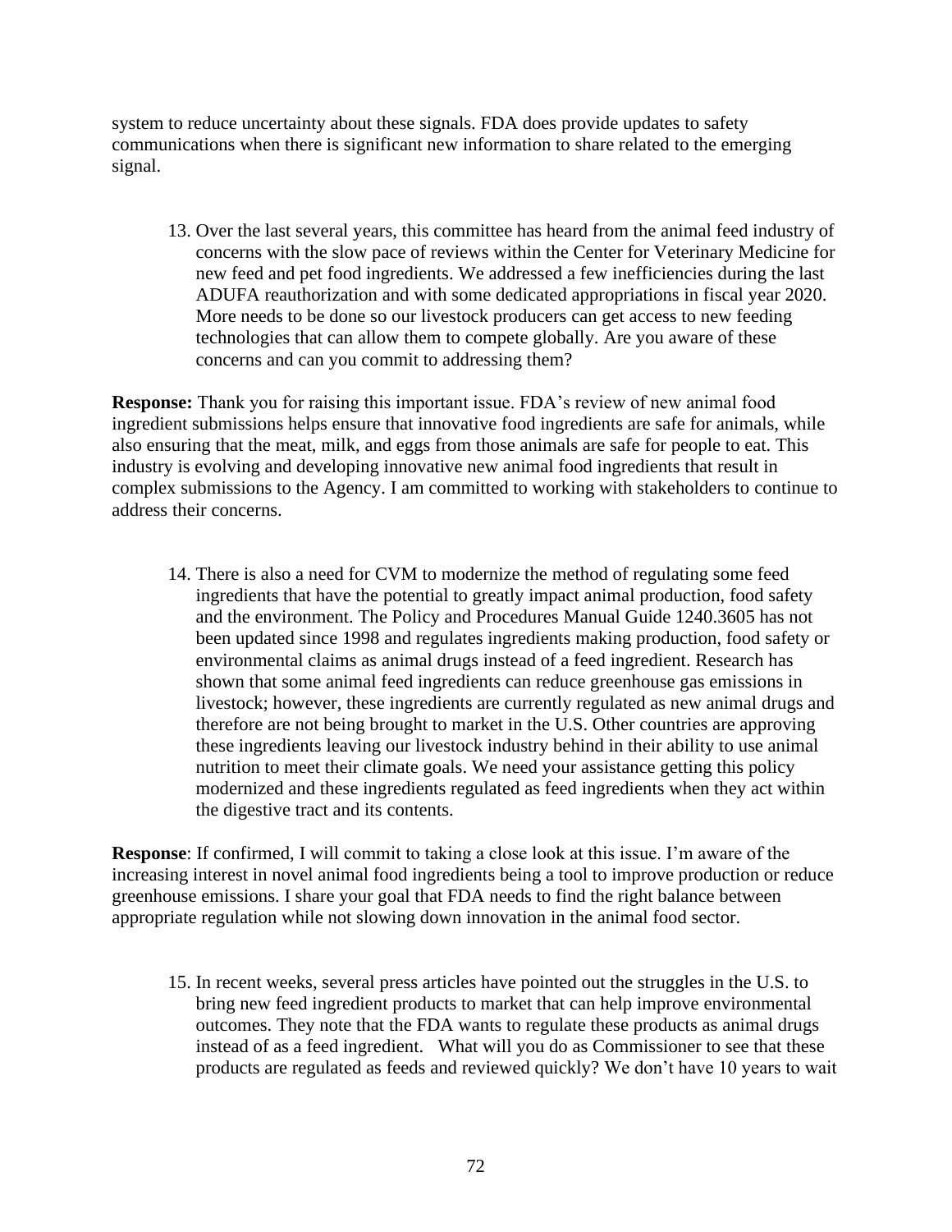system to reduce uncertainty about these signals. FDA does provide updates to safety communications when there is significant new information to share related to the emerging signal.

13. Over the last several years, this committee has heard from the animal feed industry of concerns with the slow pace of reviews within the Center for Veterinary Medicine for new feed and pet food ingredients. We addressed a few inefficiencies during the last ADUFA reauthorization and with some dedicated appropriations in fiscal year 2020. More needs to be done so our livestock producers can get access to new feeding technologies that can allow them to compete globally. Are you aware of these concerns and can you commit to addressing them?

**Response:** Thank you for raising this important issue. FDA's review of new animal food ingredient submissions helps ensure that innovative food ingredients are safe for animals, while also ensuring that the meat, milk, and eggs from those animals are safe for people to eat. This industry is evolving and developing innovative new animal food ingredients that result in complex submissions to the Agency. I am committed to working with stakeholders to continue to address their concerns.

14. There is also a need for CVM to modernize the method of regulating some feed ingredients that have the potential to greatly impact animal production, food safety and the environment. The Policy and Procedures Manual Guide 1240.3605 has not been updated since 1998 and regulates ingredients making production, food safety or environmental claims as animal drugs instead of a feed ingredient. Research has shown that some animal feed ingredients can reduce greenhouse gas emissions in livestock; however, these ingredients are currently regulated as new animal drugs and therefore are not being brought to market in the U.S. Other countries are approving these ingredients leaving our livestock industry behind in their ability to use animal nutrition to meet their climate goals. We need your assistance getting this policy modernized and these ingredients regulated as feed ingredients when they act within the digestive tract and its contents.

**Response**: If confirmed, I will commit to taking a close look at this issue. I'm aware of the increasing interest in novel animal food ingredients being a tool to improve production or reduce greenhouse emissions. I share your goal that FDA needs to find the right balance between appropriate regulation while not slowing down innovation in the animal food sector.

15. In recent weeks, several press articles have pointed out the struggles in the U.S. to bring new feed ingredient products to market that can help improve environmental outcomes. They note that the FDA wants to regulate these products as animal drugs instead of as a feed ingredient. What will you do as Commissioner to see that these products are regulated as feeds and reviewed quickly? We don't have 10 years to wait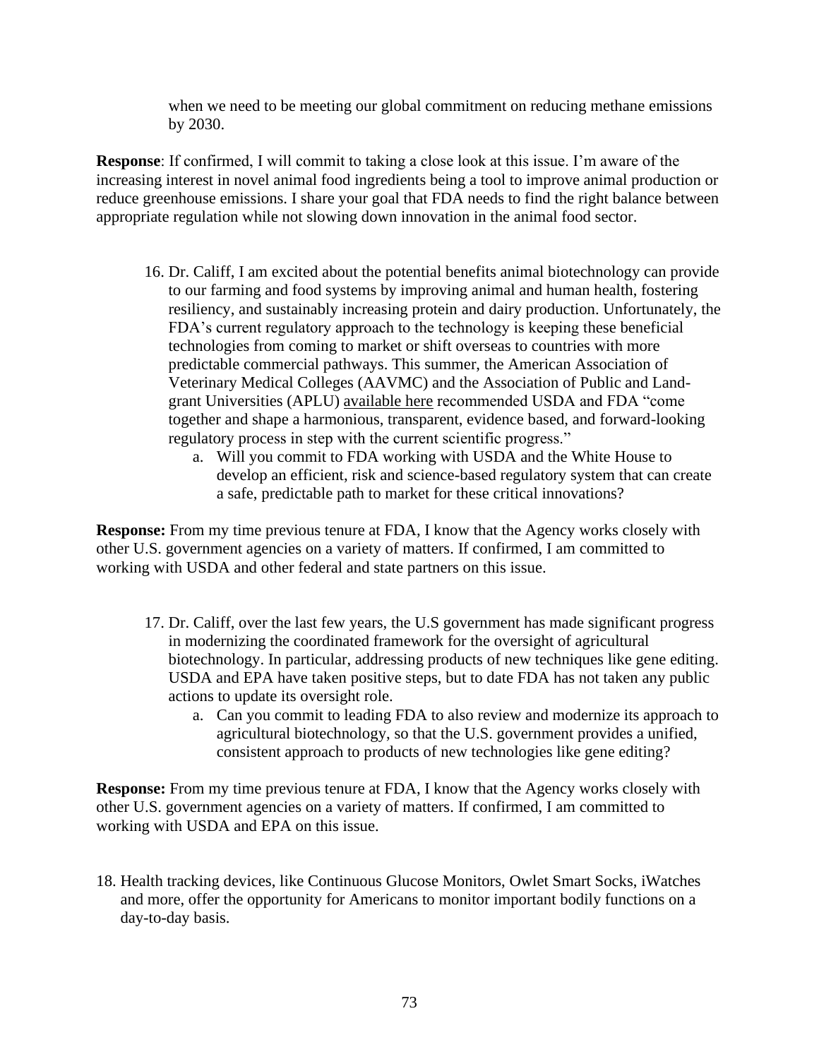when we need to be meeting our global commitment on reducing methane emissions by 2030.

**Response**: If confirmed, I will commit to taking a close look at this issue. I'm aware of the increasing interest in novel animal food ingredients being a tool to improve animal production or reduce greenhouse emissions. I share your goal that FDA needs to find the right balance between appropriate regulation while not slowing down innovation in the animal food sector.

16. Dr. Califf, I am excited about the potential benefits animal biotechnology can provide to our farming and food systems by improving animal and human health, fostering resiliency, and sustainably increasing protein and dairy production. Unfortunately, the FDA's current regulatory approach to the technology is keeping these beneficial technologies from coming to market or shift overseas to countries with more predictable commercial pathways. This summer, the American Association of Veterinary Medical Colleges (AAVMC) and the Association of Public and Land-grant Universities (APLU) available here recommended USDA and FDA "come together and shape a harmonious, transparent, evidence based, and forward-looking regulatory process in step with the current scientific progress."
    a. Will you commit to FDA working with USDA and the White House to develop an efficient, risk and science-based regulatory system that can create a safe, predictable path to market for these critical innovations?

**Response:** From my time previous tenure at FDA, I know that the Agency works closely with other U.S. government agencies on a variety of matters. If confirmed, I am committed to working with USDA and other federal and state partners on this issue.

17. Dr. Califf, over the last few years, the U.S government has made significant progress in modernizing the coordinated framework for the oversight of agricultural biotechnology. In particular, addressing products of new techniques like gene editing. USDA and EPA have taken positive steps, but to date FDA has not taken any public actions to update its oversight role.
    a. Can you commit to leading FDA to also review and modernize its approach to agricultural biotechnology, so that the U.S. government provides a unified, consistent approach to products of new technologies like gene editing?

**Response:** From my time previous tenure at FDA, I know that the Agency works closely with other U.S. government agencies on a variety of matters. If confirmed, I am committed to working with USDA and EPA on this issue.

18. Health tracking devices, like Continuous Glucose Monitors, Owlet Smart Socks, iWatches and more, offer the opportunity for Americans to monitor important bodily functions on a day-to-day basis.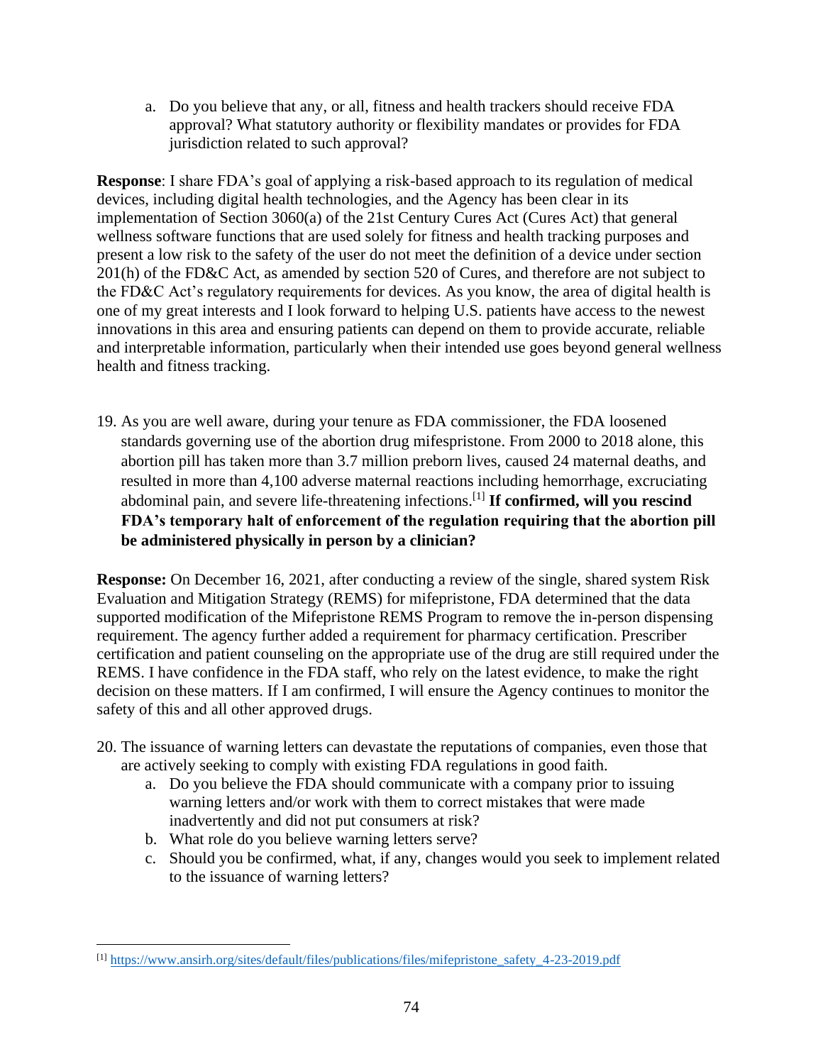a. Do you believe that any, or all, fitness and health trackers should receive FDA approval? What statutory authority or flexibility mandates or provides for FDA jurisdiction related to such approval?

**Response**: I share FDA's goal of applying a risk-based approach to its regulation of medical devices, including digital health technologies, and the Agency has been clear in its implementation of Section 3060(a) of the 21st Century Cures Act (Cures Act) that general wellness software functions that are used solely for fitness and health tracking purposes and present a low risk to the safety of the user do not meet the definition of a device under section 201(h) of the FD&C Act, as amended by section 520 of Cures, and therefore are not subject to the FD&C Act's regulatory requirements for devices. As you know, the area of digital health is one of my great interests and I look forward to helping U.S. patients have access to the newest innovations in this area and ensuring patients can depend on them to provide accurate, reliable and interpretable information, particularly when their intended use goes beyond general wellness health and fitness tracking.

19. As you are well aware, during your tenure as FDA commissioner, the FDA loosened standards governing use of the abortion drug mifespristone. From 2000 to 2018 alone, this abortion pill has taken more than 3.7 million preborn lives, caused 24 maternal deaths, and resulted in more than 4,100 adverse maternal reactions including hemorrhage, excruciating abdominal pain, and severe life-threatening infections.[1] **If confirmed, will you rescind FDA's temporary halt of enforcement of the regulation requiring that the abortion pill be administered physically in person by a clinician?**

**Response:** On December 16, 2021, after conducting a review of the single, shared system Risk Evaluation and Mitigation Strategy (REMS) for mifepristone, FDA determined that the data supported modification of the Mifepristone REMS Program to remove the in-person dispensing requirement. The agency further added a requirement for pharmacy certification. Prescriber certification and patient counseling on the appropriate use of the drug are still required under the REMS. I have confidence in the FDA staff, who rely on the latest evidence, to make the right decision on these matters. If I am confirmed, I will ensure the Agency continues to monitor the safety of this and all other approved drugs.

20. The issuance of warning letters can devastate the reputations of companies, even those that are actively seeking to comply with existing FDA regulations in good faith.
    a. Do you believe the FDA should communicate with a company prior to issuing warning letters and/or work with them to correct mistakes that were made inadvertently and did not put consumers at risk?
    b. What role do you believe warning letters serve?
    c. Should you be confirmed, what, if any, changes would you seek to implement related to the issuance of warning letters?

---

[1] https://www.ansirh.org/sites/default/files/publications/files/mifepristone_safety_4-23-2019.pdf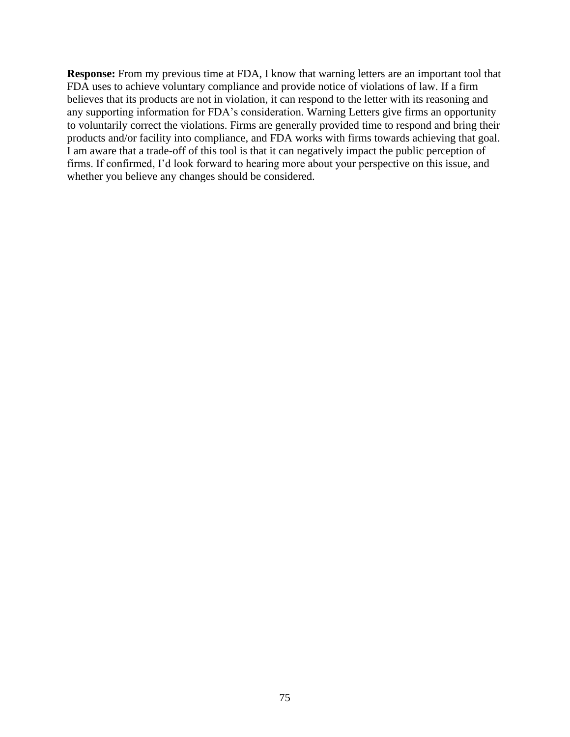**Response:** From my previous time at FDA, I know that warning letters are an important tool that FDA uses to achieve voluntary compliance and provide notice of violations of law. If a firm believes that its products are not in violation, it can respond to the letter with its reasoning and any supporting information for FDA's consideration. Warning Letters give firms an opportunity to voluntarily correct the violations. Firms are generally provided time to respond and bring their products and/or facility into compliance, and FDA works with firms towards achieving that goal. I am aware that a trade-off of this tool is that it can negatively impact the public perception of firms. If confirmed, I'd look forward to hearing more about your perspective on this issue, and whether you believe any changes should be considered.